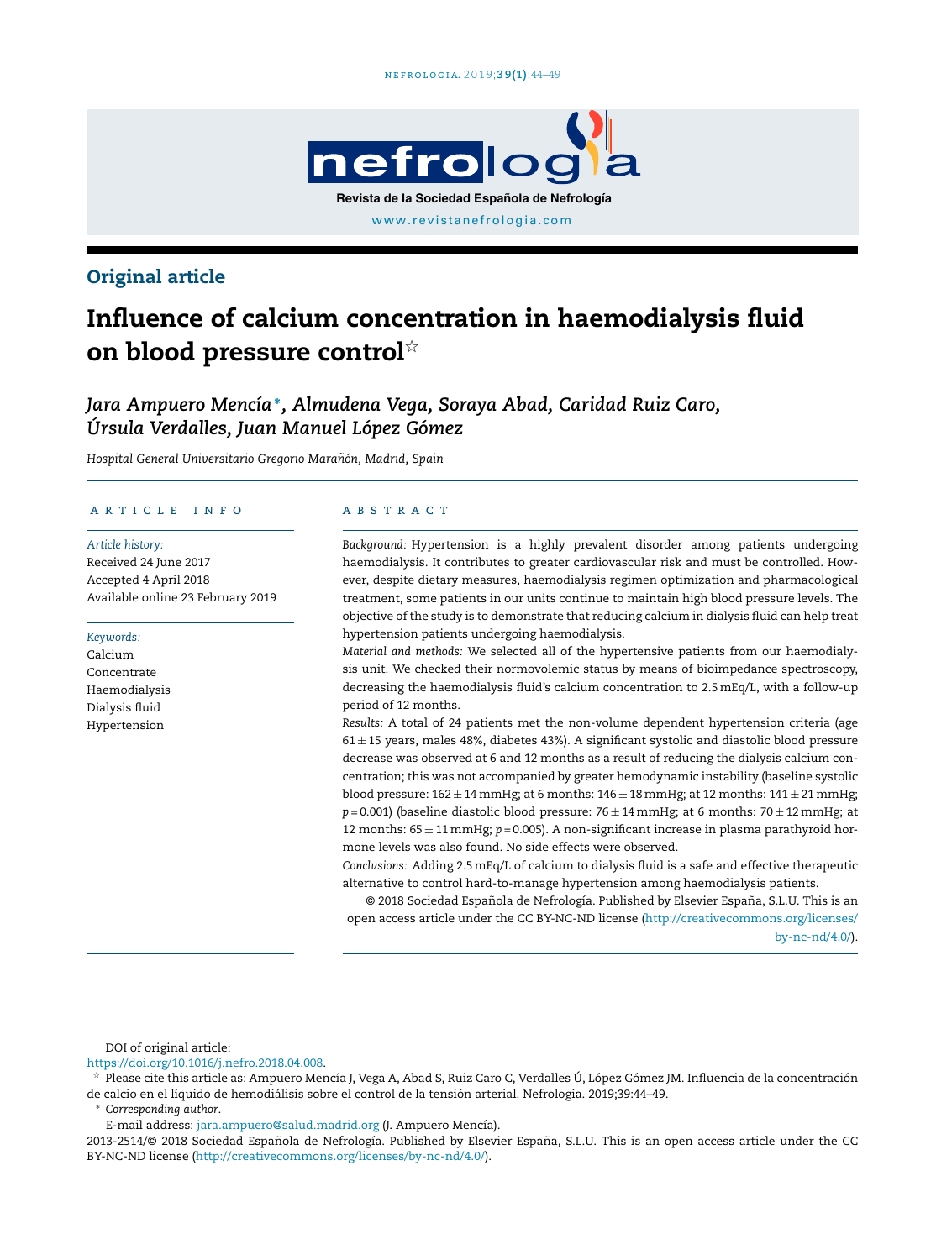## Original article

# Influence of calcium concentration in haemodialysis fluid on blood pressure control☆

*Jara Ampuero Mencía\*, Almudena Vega, Soraya Abad, Caridad Ruiz Caro, Úrsula Verdalles, Juan Manuel López Gómez*

*Hospital General Universitario Gregorio Marañón, Madrid, Spain*

### ARTICLE INFO

*Article history:*
Received 24 June 2017
Accepted 4 April 2018
Available online 23 February 2019

*Keywords:*
Calcium
Concentrate
Haemodialysis
Dialysis fluid
Hypertension

### ABSTRACT

*Background:* Hypertension is a highly prevalent disorder among patients undergoing haemodialysis. It contributes to greater cardiovascular risk and must be controlled. However, despite dietary measures, haemodialysis regimen optimization and pharmacological treatment, some patients in our units continue to maintain high blood pressure levels. The objective of the study is to demonstrate that reducing calcium in dialysis fluid can help treat hypertension patients undergoing haemodialysis.

*Material and methods:* We selected all of the hypertensive patients from our haemodialysis unit. We checked their normovolemic status by means of bioimpedance spectroscopy, decreasing the haemodialysis fluid's calcium concentration to 2.5 mEq/L, with a follow-up period of 12 months.

*Results:* A total of 24 patients met the non-volume dependent hypertension criteria (age 61 ± 15 years, males 48%, diabetes 43%). A significant systolic and diastolic blood pressure decrease was observed at 6 and 12 months as a result of reducing the dialysis calcium concentration; this was not accompanied by greater hemodynamic instability (baseline systolic blood pressure: 162 ± 14 mmHg; at 6 months: 146 ± 18 mmHg; at 12 months: 141 ± 21 mmHg; $p = 0.001$) (baseline diastolic blood pressure: 76 ± 14 mmHg; at 6 months: 70 ± 12 mmHg; at 12 months: 65 ± 11 mmHg; $p = 0.005$). A non-significant increase in plasma parathyroid hormone levels was also found. No side effects were observed.

*Conclusions:* Adding 2.5 mEq/L of calcium to dialysis fluid is a safe and effective therapeutic alternative to control hard-to-manage hypertension among haemodialysis patients.

© 2018 Sociedad Española de Nefrología. Published by Elsevier España, S.L.U. This is an open access article under the CC BY-NC-ND license (http://creativecommons.org/licenses/by-nc-nd/4.0/).

DOI of original article:
https://doi.org/10.1016/j.nefro.2018.04.008.

☆ Please cite this article as: Ampuero Mencía J, Vega A, Abad S, Ruiz Caro C, Verdalles Ú, López Gómez JM. Influencia de la concentración de calcio en el líquido de hemodiálisis sobre el control de la tensión arterial. Nefrologia. 2019;39:44–49.

\* *Corresponding author.*
E-mail address: jara.ampuero@salud.madrid.org (J. Ampuero Mencía).

2013-2514/© 2018 Sociedad Española de Nefrología. Published by Elsevier España, S.L.U. This is an open access article under the CC BY-NC-ND license (http://creativecommons.org/licenses/by-nc-nd/4.0/).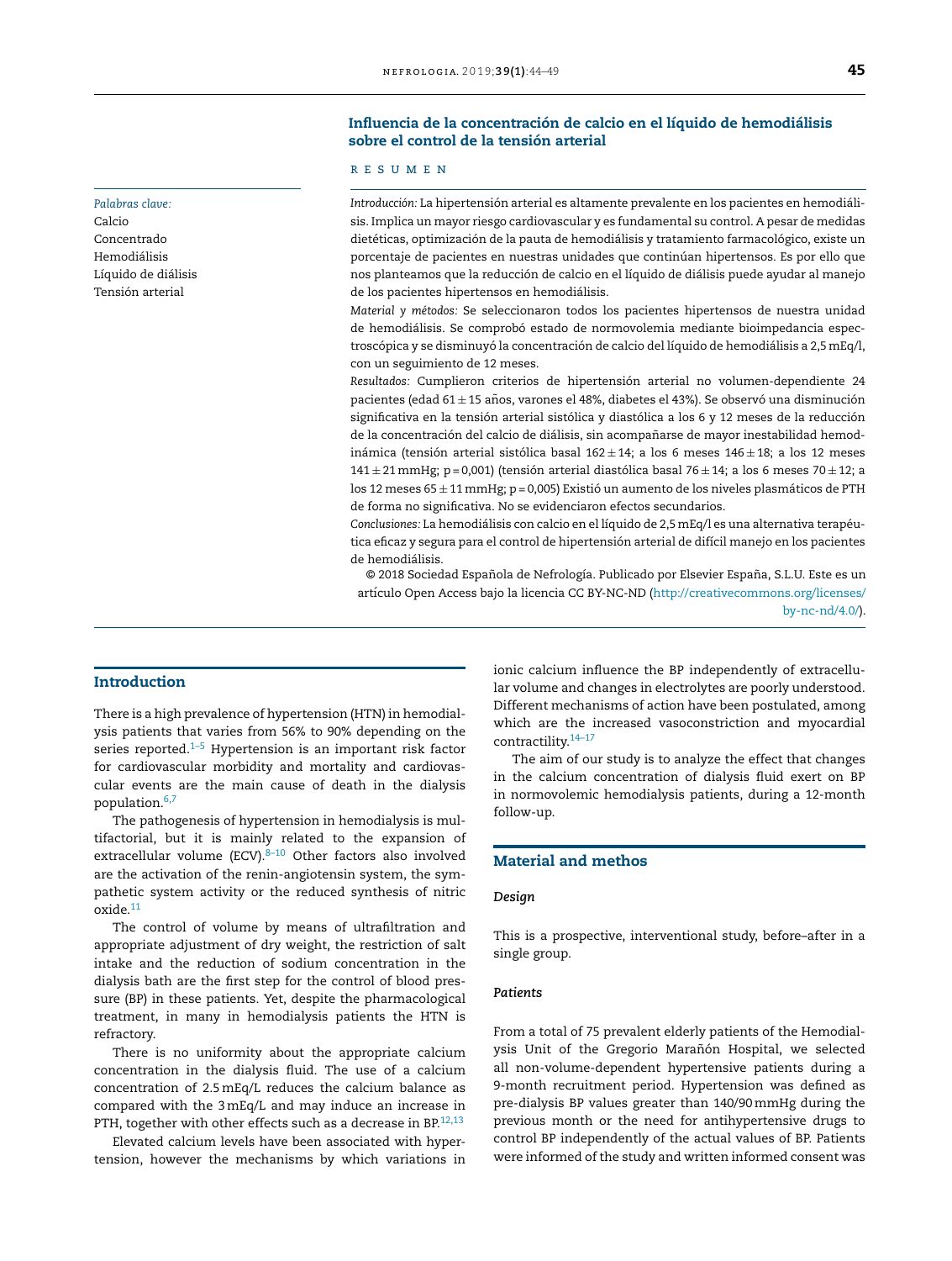## Influencia de la concentración de calcio en el líquido de hemodiálisis sobre el control de la tensión arterial

R E S U M E N

*Palabras clave:*
Calcio
Concentrado
Hemodiálisis
Líquido de diálisis
Tensión arterial

*Introducción:* La hipertensión arterial es altamente prevalente en los pacientes en hemodiálisis. Implica un mayor riesgo cardiovascular y es fundamental su control. A pesar de medidas dietéticas, optimización de la pauta de hemodiálisis y tratamiento farmacológico, existe un porcentaje de pacientes en nuestras unidades que continúan hipertensos. Es por ello que nos planteamos que la reducción de calcio en el líquido de diálisis puede ayudar al manejo de los pacientes hipertensos en hemodiálisis.

*Material y métodos:* Se seleccionaron todos los pacientes hipertensos de nuestra unidad de hemodiálisis. Se comprobó estado de normovolemia mediante bioimpedancia espectroscópica y se disminuyó la concentración de calcio del líquido de hemodiálisis a 2,5 mEq/l, con un seguimiento de 12 meses.

*Resultados:* Cumplieron criterios de hipertensión arterial no volumen-dependiente 24 pacientes (edad 61 ± 15 años, varones el 48%, diabetes el 43%). Se observó una disminución significativa en la tensión arterial sistólica y diastólica a los 6 y 12 meses de la reducción de la concentración del calcio de diálisis, sin acompañarse de mayor inestabilidad hemodinámica (tensión arterial sistólica basal 162 ± 14; a los 6 meses 146 ± 18; a los 12 meses 141 ± 21 mmHg; p = 0,001) (tensión arterial diastólica basal 76 ± 14; a los 6 meses 70 ± 12; a los 12 meses 65 ± 11 mmHg; p = 0,005) Existió un aumento de los niveles plasmáticos de PTH de forma no significativa. No se evidenciaron efectos secundarios.

*Conclusiones:* La hemodiálisis con calcio en el líquido de 2,5 mEq/l es una alternativa terapéutica eficaz y segura para el control de hipertensión arterial de difícil manejo en los pacientes de hemodiálisis.

© 2018 Sociedad Española de Nefrología. Publicado por Elsevier España, S.L.U. Este es un artículo Open Access bajo la licencia CC BY-NC-ND (http://creativecommons.org/licenses/by-nc-nd/4.0/).

## Introduction

There is a high prevalence of hypertension (HTN) in hemodialysis patients that varies from 56% to 90% depending on the series reported.[1–5] Hypertension is an important risk factor for cardiovascular morbidity and mortality and cardiovascular events are the main cause of death in the dialysis population.[6,7]

The pathogenesis of hypertension in hemodialysis is multifactorial, but it is mainly related to the expansion of extracellular volume (ECV).[8–10] Other factors also involved are the activation of the renin-angiotensin system, the sympathetic system activity or the reduced synthesis of nitric oxide.[11]

The control of volume by means of ultrafiltration and appropriate adjustment of dry weight, the restriction of salt intake and the reduction of sodium concentration in the dialysis bath are the first step for the control of blood pressure (BP) in these patients. Yet, despite the pharmacological treatment, in many in hemodialysis patients the HTN is refractory.

There is no uniformity about the appropriate calcium concentration in the dialysis fluid. The use of a calcium concentration of 2.5 mEq/L reduces the calcium balance as compared with the 3 mEq/L and may induce an increase in PTH, together with other effects such as a decrease in BP.[12,13]

Elevated calcium levels have been associated with hypertension, however the mechanisms by which variations in ionic calcium influence the BP independently of extracellular volume and changes in electrolytes are poorly understood. Different mechanisms of action have been postulated, among which are the increased vasoconstriction and myocardial contractility.[14–17]

The aim of our study is to analyze the effect that changes in the calcium concentration of dialysis fluid exert on BP in normovolemic hemodialysis patients, during a 12-month follow-up.

## Material and methos

### Design

This is a prospective, interventional study, before–after in a single group.

### Patients

From a total of 75 prevalent elderly patients of the Hemodialysis Unit of the Gregorio Marañón Hospital, we selected all non-volume-dependent hypertensive patients during a 9-month recruitment period. Hypertension was defined as pre-dialysis BP values greater than 140/90 mmHg during the previous month or the need for antihypertensive drugs to control BP independently of the actual values of BP. Patients were informed of the study and written informed consent was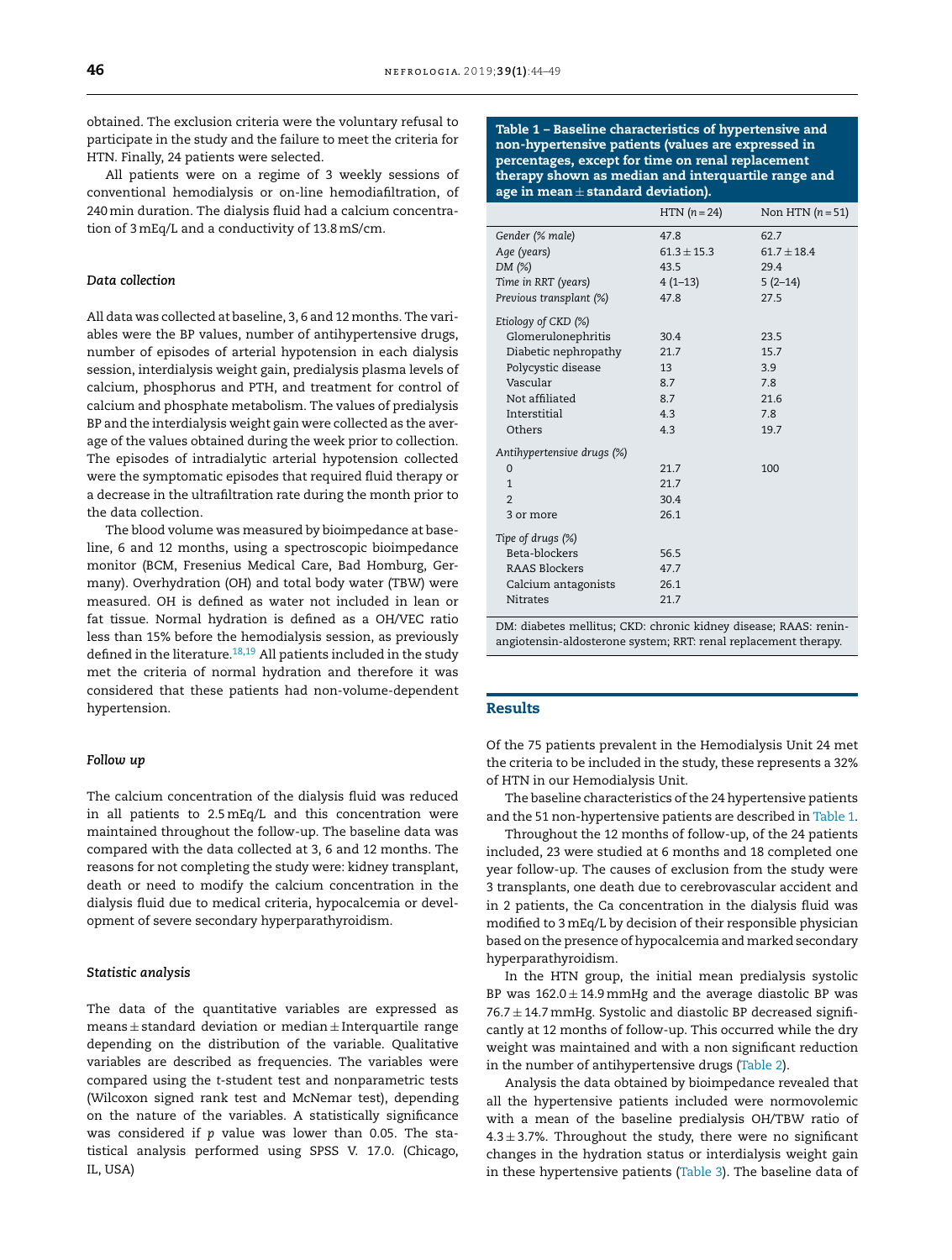obtained. The exclusion criteria were the voluntary refusal to participate in the study and the failure to meet the criteria for HTN. Finally, 24 patients were selected.

All patients were on a regime of 3 weekly sessions of conventional hemodialysis or on-line hemodiafiltration, of 240 min duration. The dialysis fluid had a calcium concentration of 3 mEq/L and a conductivity of 13.8 mS/cm.

### *Data collection*

All data was collected at baseline, 3, 6 and 12 months. The variables were the BP values, number of antihypertensive drugs, number of episodes of arterial hypotension in each dialysis session, interdialysis weight gain, predialysis plasma levels of calcium, phosphorus and PTH, and treatment for control of calcium and phosphate metabolism. The values of predialysis BP and the interdialysis weight gain were collected as the average of the values obtained during the week prior to collection. The episodes of intradialytic arterial hypotension collected were the symptomatic episodes that required fluid therapy or a decrease in the ultrafiltration rate during the month prior to the data collection.

The blood volume was measured by bioimpedance at baseline, 6 and 12 months, using a spectroscopic bioimpedance monitor (BCM, Fresenius Medical Care, Bad Homburg, Germany). Overhydration (OH) and total body water (TBW) were measured. OH is defined as water not included in lean or fat tissue. Normal hydration is defined as a OH/VEC ratio less than 15% before the hemodialysis session, as previously defined in the literature.[18,19] All patients included in the study met the criteria of normal hydration and therefore it was considered that these patients had non-volume-dependent hypertension.

### *Follow up*

The calcium concentration of the dialysis fluid was reduced in all patients to 2.5 mEq/L and this concentration were maintained throughout the follow-up. The baseline data was compared with the data collected at 3, 6 and 12 months. The reasons for not completing the study were: kidney transplant, death or need to modify the calcium concentration in the dialysis fluid due to medical criteria, hypocalcemia or development of severe secondary hyperparathyroidism.

### *Statistic analysis*

The data of the quantitative variables are expressed as means ± standard deviation or median ± Interquartile range depending on the distribution of the variable. Qualitative variables are described as frequencies. The variables were compared using the *t*-student test and nonparametric tests (Wilcoxon signed rank test and McNemar test), depending on the nature of the variables. A statistically significance was considered if *p* value was lower than 0.05. The statistical analysis performed using SPSS V. 17.0. (Chicago, IL, USA)

**Table 1 – Baseline characteristics of hypertensive and non-hypertensive patients (values are expressed in percentages, except for time on renal replacement therapy shown as median and interquartile range and age in mean ± standard deviation).**

| | HTN (n = 24) | Non HTN (n = 51) |
|---|---|---|
| *Gender (% male)* | 47.8 | 62.7 |
| *Age (years)* | 61.3 ± 15.3 | 61.7 ± 18.4 |
| *DM (%)* | 43.5 | 29.4 |
| *Time in RRT (years)* | 4 (1–13) | 5 (2–14) |
| *Previous transplant (%)* | 47.8 | 27.5 |
| *Etiology of CKD (%)* | | |
| Glomerulonephritis | 30.4 | 23.5 |
| Diabetic nephropathy | 21.7 | 15.7 |
| Polycystic disease | 13 | 3.9 |
| Vascular | 8.7 | 7.8 |
| Not affiliated | 8.7 | 21.6 |
| Interstitial | 4.3 | 7.8 |
| Others | 4.3 | 19.7 |
| *Antihypertensive drugs (%)* | | |
| 0 | 21.7 | 100 |
| 1 | 21.7 | |
| 2 | 30.4 | |
| 3 or more | 26.1 | |
| *Tipe of drugs (%)* | | |
| Beta-blockers | 56.5 | |
| RAAS Blockers | 47.7 | |
| Calcium antagonists | 26.1 | |
| Nitrates | 21.7 | |

DM: diabetes mellitus; CKD: chronic kidney disease; RAAS: renin-angiotensin-aldosterone system; RRT: renal replacement therapy.

## Results

Of the 75 patients prevalent in the Hemodialysis Unit 24 met the criteria to be included in the study, these represents a 32% of HTN in our Hemodialysis Unit.

The baseline characteristics of the 24 hypertensive patients and the 51 non-hypertensive patients are described in Table 1.

Throughout the 12 months of follow-up, of the 24 patients included, 23 were studied at 6 months and 18 completed one year follow-up. The causes of exclusion from the study were 3 transplants, one death due to cerebrovascular accident and in 2 patients, the Ca concentration in the dialysis fluid was modified to 3 mEq/L by decision of their responsible physician based on the presence of hypocalcemia and marked secondary hyperparathyroidism.

In the HTN group, the initial mean predialysis systolic BP was 162.0 ± 14.9 mmHg and the average diastolic BP was 76.7 ± 14.7 mmHg. Systolic and diastolic BP decreased significantly at 12 months of follow-up. This occurred while the dry weight was maintained and with a non significant reduction in the number of antihypertensive drugs (Table 2).

Analysis the data obtained by bioimpedance revealed that all the hypertensive patients included were normovolemic with a mean of the baseline predialysis OH/TBW ratio of 4.3 ± 3.7%. Throughout the study, there were no significant changes in the hydration status or interdialysis weight gain in these hypertensive patients (Table 3). The baseline data of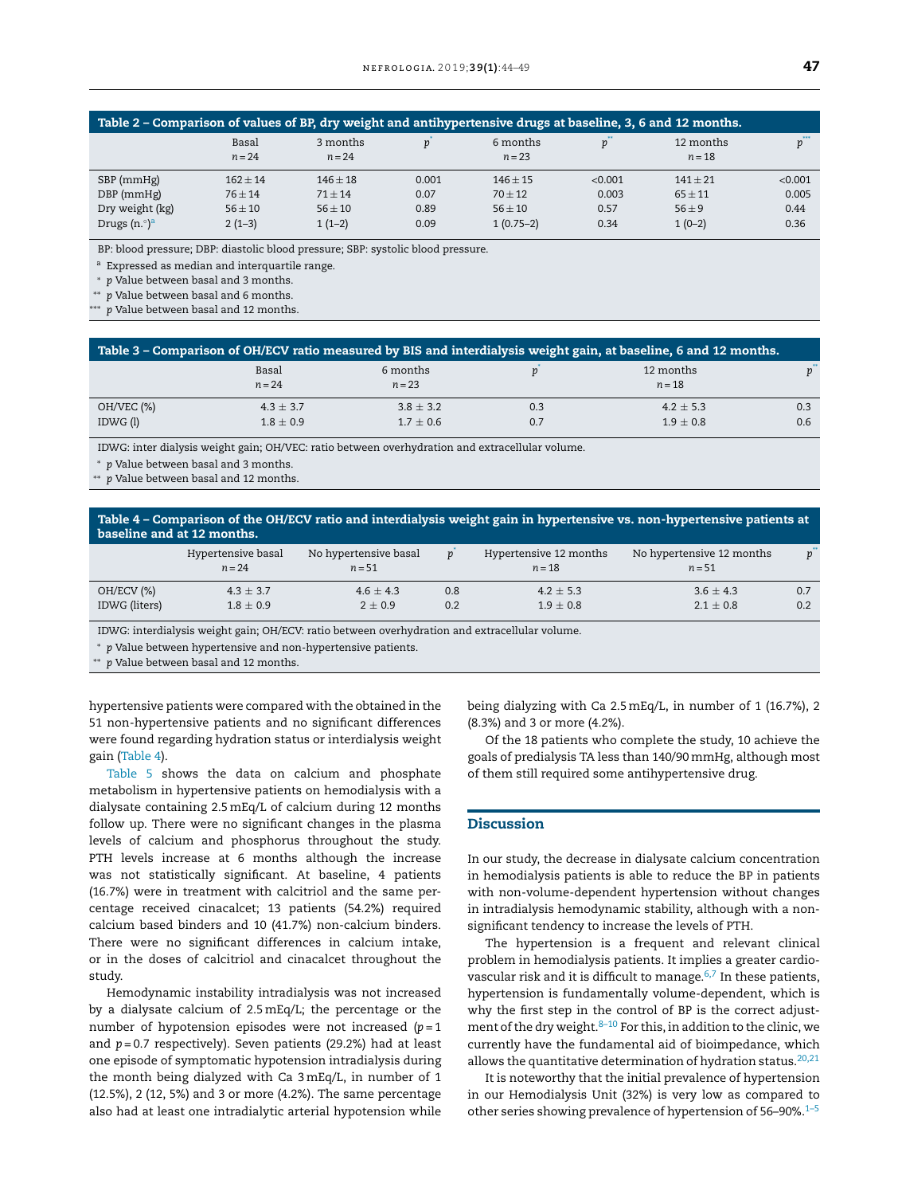**Table 2 – Comparison of values of BP, dry weight and antihypertensive drugs at baseline, 3, 6 and 12 months.**

| | Basal n = 24 | 3 months n = 24 | p* | 6 months n = 23 | p** | 12 months n = 18 | p*** |
|---|---|---|---|---|---|---|---|
| SBP (mmHg) | 162 ± 14 | 146 ± 18 | 0.001 | 146 ± 15 | <0.001 | 141 ± 21 | <0.001 |
| DBP (mmHg) | 76 ± 14 | 71 ± 14 | 0.07 | 70 ± 12 | 0.003 | 65 ± 11 | 0.005 |
| Dry weight (kg) | 56 ± 10 | 56 ± 10 | 0.89 | 56 ± 10 | 0.57 | 56 ± 9 | 0.44 |
| Drugs (n.°)[a] | 2 (1–3) | 1 (1–2) | 0.09 | 1 (0.75–2) | 0.34 | 1 (0–2) | 0.36 |

BP: blood pressure; DBP: diastolic blood pressure; SBP: systolic blood pressure.

[a] Expressed as median and interquartile range.

\* p Value between basal and 3 months.

\*\* p Value between basal and 6 months.

\*\*\* p Value between basal and 12 months.

**Table 3 – Comparison of OH/ECV ratio measured by BIS and interdialysis weight gain, at baseline, 6 and 12 months.**

| | Basal n = 24 | 6 months n = 23 | p* | 12 months n = 18 | p** |
|---|---|---|---|---|---|
| OH/VEC (%) | 4.3 ± 3.7 | 3.8 ± 3.2 | 0.3 | 4.2 ± 5.3 | 0.3 |
| IDWG (l) | 1.8 ± 0.9 | 1.7 ± 0.6 | 0.7 | 1.9 ± 0.8 | 0.6 |

IDWG: inter dialysis weight gain; OH/VEC: ratio between overhydration and extracellular volume.

\* p Value between basal and 3 months.

\*\* p Value between basal and 12 months.

**Table 4 – Comparison of the OH/ECV ratio and interdialysis weight gain in hypertensive vs. non-hypertensive patients at baseline and at 12 months.**

| | Hypertensive basal n = 24 | No hypertensive basal n = 51 | p* | Hypertensive 12 months n = 18 | No hypertensive 12 months n = 51 | p** |
|---|---|---|---|---|---|---|
| OH/ECV (%) | 4.3 ± 3.7 | 4.6 ± 4.3 | 0.8 | 4.2 ± 5.3 | 3.6 ± 4.3 | 0.7 |
| IDWG (liters) | 1.8 ± 0.9 | 2 ± 0.9 | 0.2 | 1.9 ± 0.8 | 2.1 ± 0.8 | 0.2 |

IDWG: interdialysis weight gain; OH/ECV: ratio between overhydration and extracellular volume.

\* p Value between hypertensive and non-hypertensive patients.

\*\* p Value between basal and 12 months.

hypertensive patients were compared with the obtained in the 51 non-hypertensive patients and no significant differences were found regarding hydration status or interdialysis weight gain (Table 4).

Table 5 shows the data on calcium and phosphate metabolism in hypertensive patients on hemodialysis with a dialysate containing 2.5 mEq/L of calcium during 12 months follow up. There were no significant changes in the plasma levels of calcium and phosphorus throughout the study. PTH levels increase at 6 months although the increase was not statistically significant. At baseline, 4 patients (16.7%) were in treatment with calcitriol and the same percentage received cinacalcet; 13 patients (54.2%) required calcium based binders and 10 (41.7%) non-calcium binders. There were no significant differences in calcium intake, or in the doses of calcitriol and cinacalcet throughout the study.

Hemodynamic instability intradialysis was not increased by a dialysate calcium of 2.5 mEq/L; the percentage or the number of hypotension episodes were not increased ($p = 1$ and $p = 0.7$ respectively). Seven patients (29.2%) had at least one episode of symptomatic hypotension intradialysis during the month being dialyzed with Ca 3 mEq/L, in number of 1 (12.5%), 2 (12, 5%) and 3 or more (4.2%). The same percentage also had at least one intradialytic arterial hypotension while being dialyzing with Ca 2.5 mEq/L, in number of 1 (16.7%), 2 (8.3%) and 3 or more (4.2%).

Of the 18 patients who complete the study, 10 achieve the goals of predialysis TA less than 140/90 mmHg, although most of them still required some antihypertensive drug.

## Discussion

In our study, the decrease in dialysate calcium concentration in hemodialysis patients is able to reduce the BP in patients with non-volume-dependent hypertension without changes in intradialysis hemodynamic stability, although with a non-significant tendency to increase the levels of PTH.

The hypertension is a frequent and relevant clinical problem in hemodialysis patients. It implies a greater cardiovascular risk and it is difficult to manage.[6,7] In these patients, hypertension is fundamentally volume-dependent, which is why the first step in the control of BP is the correct adjustment of the dry weight.[8–10] For this, in addition to the clinic, we currently have the fundamental aid of bioimpedance, which allows the quantitative determination of hydration status.[20,21]

It is noteworthy that the initial prevalence of hypertension in our Hemodialysis Unit (32%) is very low as compared to other series showing prevalence of hypertension of 56–90%.[1–5]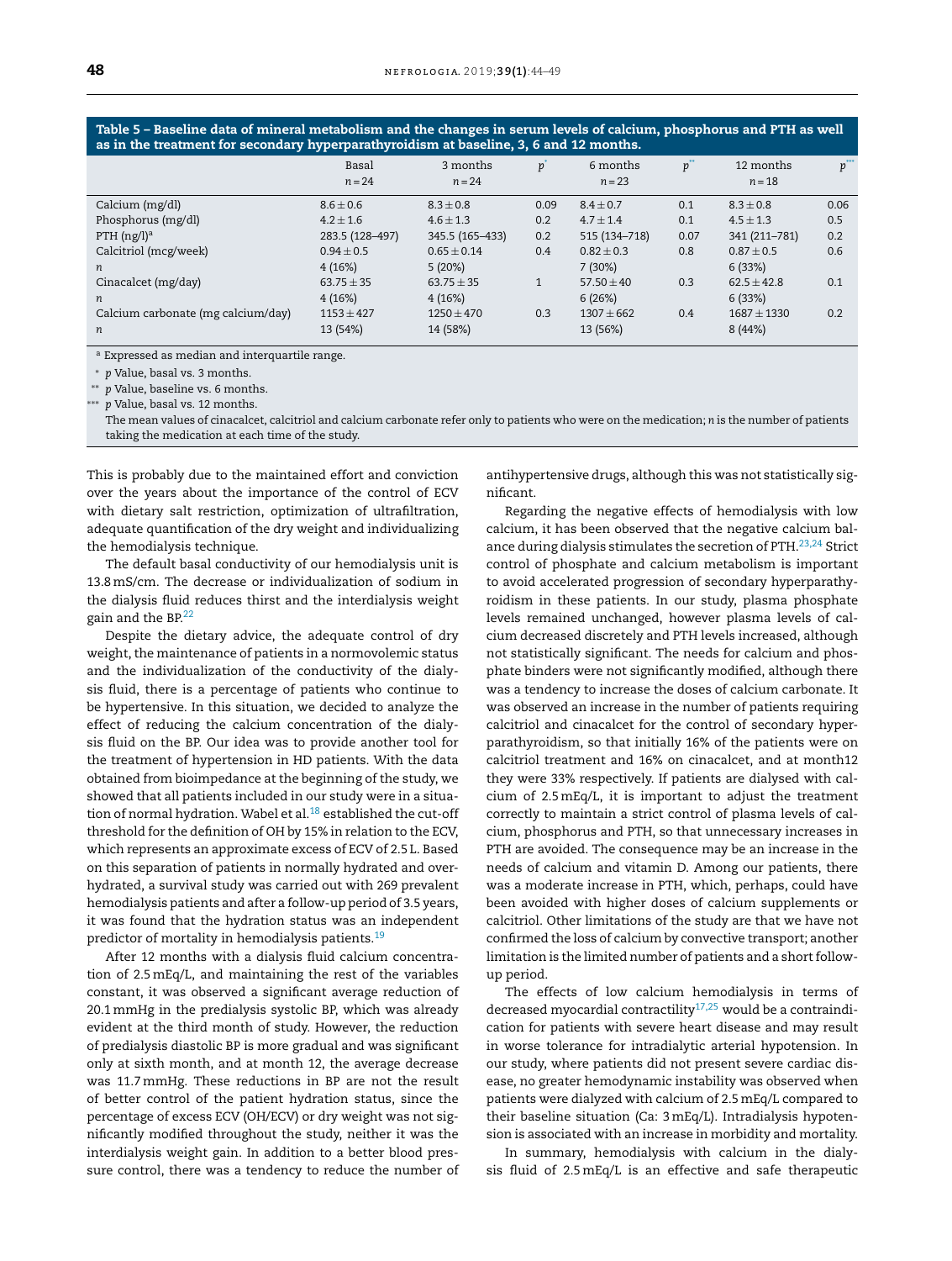**Table 5 – Baseline data of mineral metabolism and the changes in serum levels of calcium, phosphorus and PTH as well as in the treatment for secondary hyperparathyroidism at baseline, 3, 6 and 12 months.**

| | Basal $n = 24$ | 3 months $n = 24$ | $p^{*}$ | 6 months $n = 23$ | $p^{**}$ | 12 months $n = 18$ | $p^{***}$ |
|---|---|---|---|---|---|---|---|
| Calcium (mg/dl) | 8.6 ± 0.6 | 8.3 ± 0.8 | 0.09 | 8.4 ± 0.7 | 0.1 | 8.3 ± 0.8 | 0.06 |
| Phosphorus (mg/dl) | 4.2 ± 1.6 | 4.6 ± 1.3 | 0.2 | 4.7 ± 1.4 | 0.1 | 4.5 ± 1.3 | 0.5 |
| PTH (ng/l)[a] | 283.5 (128–497) | 345.5 (165–433) | 0.2 | 515 (134–718) | 0.07 | 341 (211–781) | 0.2 |
| Calcitriol (mcg/week) | 0.94 ± 0.5 | 0.65 ± 0.14 | 0.4 | 0.82 ± 0.3 | 0.8 | 0.87 ± 0.5 | 0.6 |
| *n* | 4 (16%) | 5 (20%) | | 7 (30%) | | 6 (33%) | |
| Cinacalcet (mg/day) | 63.75 ± 35 | 63.75 ± 35 | 1 | 57.50 ± 40 | 0.3 | 62.5 ± 42.8 | 0.1 |
| *n* | 4 (16%) | 4 (16%) | | 6 (26%) | | 6 (33%) | |
| Calcium carbonate (mg calcium/day) | 1153 ± 427 | 1250 ± 470 | 0.3 | 1307 ± 662 | 0.4 | 1687 ± 1330 | 0.2 |
| *n* | 13 (54%) | 14 (58%) | | 13 (56%) | | 8 (44%) | |

[a] Expressed as median and interquartile range.

\* *p* Value, basal vs. 3 months.

\*\* *p* Value, baseline vs. 6 months.

\*\*\* *p* Value, basal vs. 12 months.

The mean values of cinacalcet, calcitriol and calcium carbonate refer only to patients who were on the medication; *n* is the number of patients taking the medication at each time of the study.

This is probably due to the maintained effort and conviction over the years about the importance of the control of ECV with dietary salt restriction, optimization of ultrafiltration, adequate quantification of the dry weight and individualizing the hemodialysis technique.

The default basal conductivity of our hemodialysis unit is 13.8 mS/cm. The decrease or individualization of sodium in the dialysis fluid reduces thirst and the interdialysis weight gain and the BP.[22]

Despite the dietary advice, the adequate control of dry weight, the maintenance of patients in a normovolemic status and the individualization of the conductivity of the dialysis fluid, there is a percentage of patients who continue to be hypertensive. In this situation, we decided to analyze the effect of reducing the calcium concentration of the dialysis fluid on the BP. Our idea was to provide another tool for the treatment of hypertension in HD patients. With the data obtained from bioimpedance at the beginning of the study, we showed that all patients included in our study were in a situation of normal hydration. Wabel et al.[18] established the cut-off threshold for the definition of OH by 15% in relation to the ECV, which represents an approximate excess of ECV of 2.5 L. Based on this separation of patients in normally hydrated and overhydrated, a survival study was carried out with 269 prevalent hemodialysis patients and after a follow-up period of 3.5 years, it was found that the hydration status was an independent predictor of mortality in hemodialysis patients.[19]

After 12 months with a dialysis fluid calcium concentration of 2.5 mEq/L, and maintaining the rest of the variables constant, it was observed a significant average reduction of 20.1 mmHg in the predialysis systolic BP, which was already evident at the third month of study. However, the reduction of predialysis diastolic BP is more gradual and was significant only at sixth month, and at month 12, the average decrease was 11.7 mmHg. These reductions in BP are not the result of better control of the patient hydration status, since the percentage of excess ECV (OH/ECV) or dry weight was not significantly modified throughout the study, neither it was the interdialysis weight gain. In addition to a better blood pressure control, there was a tendency to reduce the number of antihypertensive drugs, although this was not statistically significant.

Regarding the negative effects of hemodialysis with low calcium, it has been observed that the negative calcium balance during dialysis stimulates the secretion of PTH.[23,24] Strict control of phosphate and calcium metabolism is important to avoid accelerated progression of secondary hyperparathyroidism in these patients. In our study, plasma phosphate levels remained unchanged, however plasma levels of calcium decreased discretely and PTH levels increased, although not statistically significant. The needs for calcium and phosphate binders were not significantly modified, although there was a tendency to increase the doses of calcium carbonate. It was observed an increase in the number of patients requiring calcitriol and cinacalcet for the control of secondary hyperparathyroidism, so that initially 16% of the patients were on calcitriol treatment and 16% on cinacalcet, and at month12 they were 33% respectively. If patients are dialysed with calcium of 2.5 mEq/L, it is important to adjust the treatment correctly to maintain a strict control of plasma levels of calcium, phosphorus and PTH, so that unnecessary increases in PTH are avoided. The consequence may be an increase in the needs of calcium and vitamin D. Among our patients, there was a moderate increase in PTH, which, perhaps, could have been avoided with higher doses of calcium supplements or calcitriol. Other limitations of the study are that we have not confirmed the loss of calcium by convective transport; another limitation is the limited number of patients and a short follow-up period.

The effects of low calcium hemodialysis in terms of decreased myocardial contractility[17,25] would be a contraindication for patients with severe heart disease and may result in worse tolerance for intradialytic arterial hypotension. In our study, where patients did not present severe cardiac disease, no greater hemodynamic instability was observed when patients were dialyzed with calcium of 2.5 mEq/L compared to their baseline situation (Ca: 3 mEq/L). Intradialysis hypotension is associated with an increase in morbidity and mortality.

In summary, hemodialysis with calcium in the dialysis fluid of 2.5 mEq/L is an effective and safe therapeutic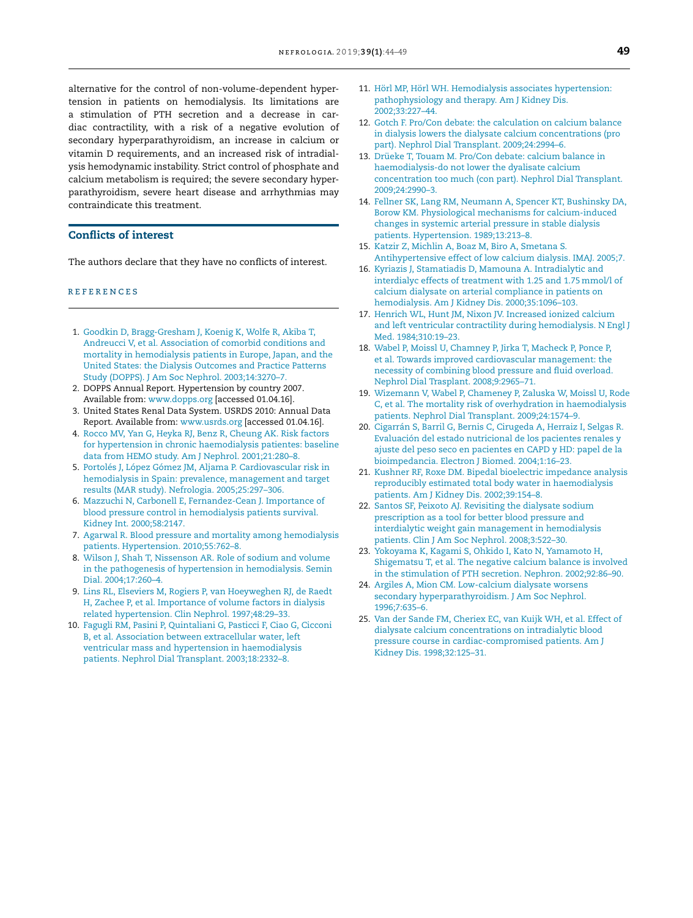alternative for the control of non-volume-dependent hypertension in patients on hemodialysis. Its limitations are a stimulation of PTH secretion and a decrease in cardiac contractility, with a risk of a negative evolution of secondary hyperparathyroidism, an increase in calcium or vitamin D requirements, and an increased risk of intradialysis hemodynamic instability. Strict control of phosphate and calcium metabolism is required; the severe secondary hyperparathyroidism, severe heart disease and arrhythmias may contraindicate this treatment.

## Conflicts of interest

The authors declare that they have no conflicts of interest.

## REFERENCES

1. Goodkin D, Bragg-Gresham J, Koenig K, Wolfe R, Akiba T, Andreucci V, et al. Association of comorbid conditions and mortality in hemodialysis patients in Europe, Japan, and the United States: the Dialysis Outcomes and Practice Patterns Study (DOPPS). J Am Soc Nephrol. 2003;14:3270–7.
2. DOPPS Annual Report. Hypertension by country 2007. Available from: www.dopps.org [accessed 01.04.16].
3. United States Renal Data System. USRDS 2010: Annual Data Report. Available from: www.usrds.org [accessed 01.04.16].
4. Rocco MV, Yan G, Heyka RJ, Benz R, Cheung AK. Risk factors for hypertension in chronic haemodialysis patientes: baseline data from HEMO study. Am J Nephrol. 2001;21:280–8.
5. Portolés J, López Gómez JM, Aljama P. Cardiovascular risk in hemodialysis in Spain: prevalence, management and target results (MAR study). Nefrologia. 2005;25:297–306.
6. Mazzuchi N, Carbonell E, Fernandez-Cean J. Importance of blood pressure control in hemodialysis patients survival. Kidney Int. 2000;58:2147.
7. Agarwal R. Blood pressure and mortality among hemodialysis patients. Hypertension. 2010;55:762–8.
8. Wilson J, Shah T, Nissenson AR. Role of sodium and volume in the pathogenesis of hypertension in hemodialysis. Semin Dial. 2004;17:260–4.
9. Lins RL, Elseviers M, Rogiers P, van Hoeyweghen RJ, de Raedt H, Zachee P, et al. Importance of volume factors in dialysis related hypertension. Clin Nephrol. 1997;48:29–33.
10. Fagugli RM, Pasini P, Quintaliani G, Pasticci F, Ciao G, Cicconi B, et al. Association between extracellular water, left ventricular mass and hypertension in haemodialysis patients. Nephrol Dial Transplant. 2003;18:2332–8.
11. Hörl MP, Hörl WH. Hemodialysis associates hypertension: pathophysiology and therapy. Am J Kidney Dis. 2002;33:227–44.
12. Gotch F. Pro/Con debate: the calculation on calcium balance in dialysis lowers the dialysate calcium concentrations (pro part). Nephrol Dial Transplant. 2009;24:2994–6.
13. Drüeke T, Touam M. Pro/Con debate: calcium balance in haemodialysis-do not lower the dyalisate calcium concentration too much (con part). Nephrol Dial Transplant. 2009;24:2990–3.
14. Fellner SK, Lang RM, Neumann A, Spencer KT, Bushinsky DA, Borow KM. Physiological mechanisms for calcium-induced changes in systemic arterial pressure in stable dialysis patients. Hypertension. 1989;13:213–8.
15. Katzir Z, Michlin A, Boaz M, Biro A, Smetana S. Antihypertensive effect of low calcium dialysis. IMAJ. 2005;7.
16. Kyriazis J, Stamatiadis D, Mamouna A. Intradialytic and interdialyc effects of treatment with 1.25 and 1.75 mmol/l of calcium dialysate on arterial compliance in patients on hemodialysis. Am J Kidney Dis. 2000;35:1096–103.
17. Henrich WL, Hunt JM, Nixon JV. Increased ionized calcium and left ventricular contractility during hemodialysis. N Engl J Med. 1984;310:19–23.
18. Wabel P, Moissl U, Chamney P, Jirka T, Macheck P, Ponce P, et al. Towards improved cardiovascular management: the necessity of combining blood pressure and fluid overload. Nephrol Dial Trasplant. 2008;9:2965–71.
19. Wizemann V, Wabel P, Chameney P, Zaluska W, Moissl U, Rode C, et al. The mortality risk of overhydration in haemodialysis patients. Nephrol Dial Transplant. 2009;24:1574–9.
20. Cigarrán S, Barril G, Bernis C, Cirugeda A, Herraiz I, Selgas R. Evaluación del estado nutricional de los pacientes renales y ajuste del peso seco en pacientes en CAPD y HD: papel de la bioimpedancia. Electron J Biomed. 2004;1:16–23.
21. Kushner RF, Roxe DM. Bipedal bioelectric impedance analysis reproducibly estimated total body water in haemodialysis patients. Am J Kidney Dis. 2002;39:154–8.
22. Santos SF, Peixoto AJ. Revisiting the dialysate sodium prescription as a tool for better blood pressure and interdialytic weight gain management in hemodialysis patients. Clin J Am Soc Nephrol. 2008;3:522–30.
23. Yokoyama K, Kagami S, Ohkido I, Kato N, Yamamoto H, Shigematsu T, et al. The negative calcium balance is involved in the stimulation of PTH secretion. Nephron. 2002;92:86–90.
24. Argiles A, Mion CM. Low-calcium dialysate worsens secondary hyperparathyroidism. J Am Soc Nephrol. 1996;7:635–6.
25. Van der Sande FM, Cheriex EC, van Kuijk WH, et al. Effect of dialysate calcium concentrations on intradialytic blood pressure course in cardiac-compromised patients. Am J Kidney Dis. 1998;32:125–31.